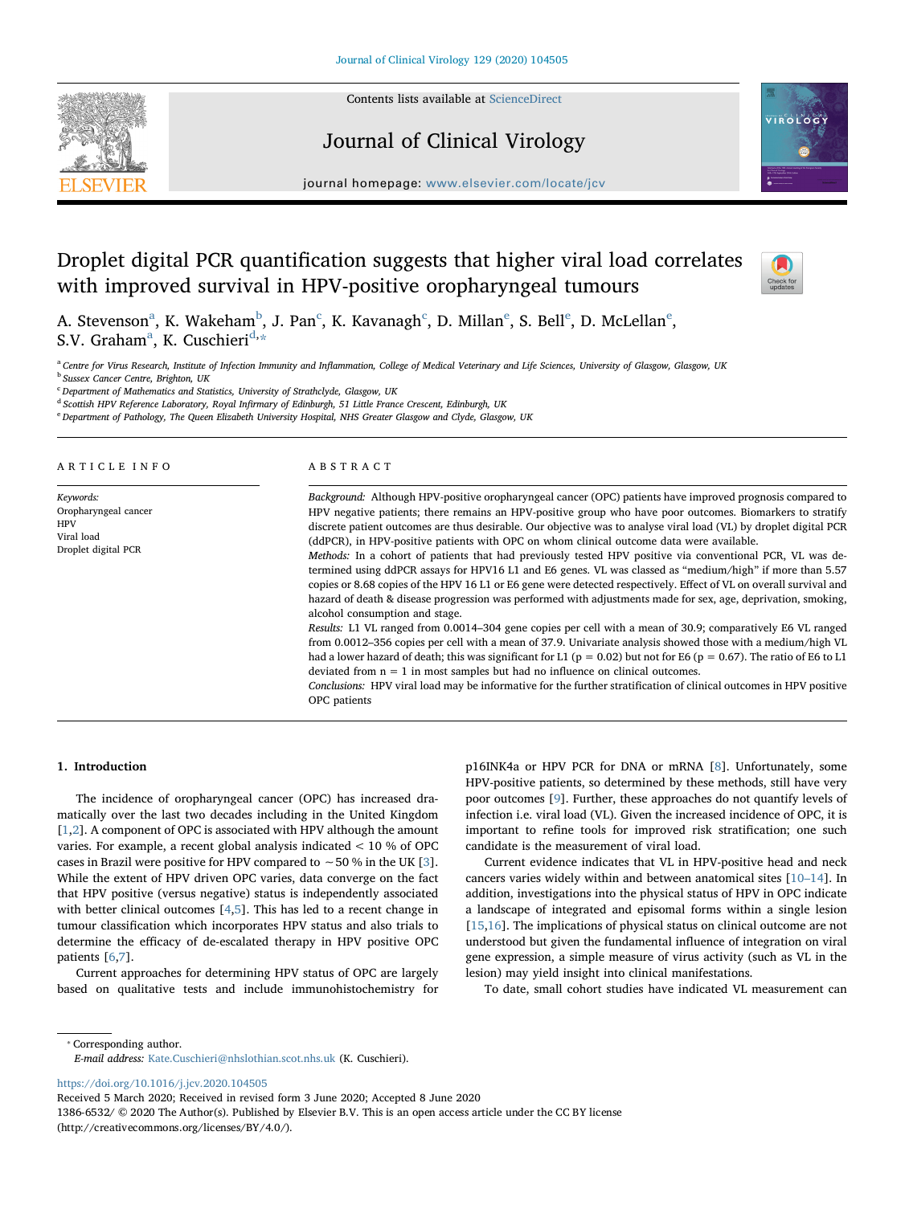# Droplet digital PCR quantification suggests that higher viral load correlates with improved survival in HPV-positive oropharyngeal tumours

A. Stevenson[a], K. Wakeham[b], J. Pan[c], K. Kavanagh[c], D. Millan[e], S. Bell[e], D. McLellan[e], S.V. Graham[a], K. Cuschieri[d,*]

[a] Centre for Virus Research, Institute of Infection Immunity and Inflammation, College of Medical Veterinary and Life Sciences, University of Glasgow, Glasgow, UK
[b] Sussex Cancer Centre, Brighton, UK
[c] Department of Mathematics and Statistics, University of Strathclyde, Glasgow, UK
[d] Scottish HPV Reference Laboratory, Royal Infirmary of Edinburgh, 51 Little France Crescent, Edinburgh, UK
[e] Department of Pathology, The Queen Elizabeth University Hospital, NHS Greater Glasgow and Clyde, Glasgow, UK

## ARTICLE INFO

*Keywords:*
Oropharyngeal cancer
HPV
Viral load
Droplet digital PCR

## ABSTRACT

*Background:* Although HPV-positive oropharyngeal cancer (OPC) patients have improved prognosis compared to HPV negative patients; there remains an HPV-positive group who have poor outcomes. Biomarkers to stratify discrete patient outcomes are thus desirable. Our objective was to analyse viral load (VL) by droplet digital PCR (ddPCR), in HPV-positive patients with OPC on whom clinical outcome data were available.

*Methods:* In a cohort of patients that had previously tested HPV positive via conventional PCR, VL was determined using ddPCR assays for HPV16 L1 and E6 genes. VL was classed as "medium/high" if more than 5.57 copies or 8.68 copies of the HPV 16 L1 or E6 gene were detected respectively. Effect of VL on overall survival and hazard of death & disease progression was performed with adjustments made for sex, age, deprivation, smoking, alcohol consumption and stage.

*Results:* L1 VL ranged from 0.0014–304 gene copies per cell with a mean of 30.9; comparatively E6 VL ranged from 0.0012–356 copies per cell with a mean of 37.9. Univariate analysis showed those with a medium/high VL had a lower hazard of death; this was significant for L1 ($p = 0.02$) but not for E6 ($p = 0.67$). The ratio of E6 to L1 deviated from $n = 1$ in most samples but had no influence on clinical outcomes.

*Conclusions:* HPV viral load may be informative for the further stratification of clinical outcomes in HPV positive OPC patients

## 1. Introduction

The incidence of oropharyngeal cancer (OPC) has increased dramatically over the last two decades including in the United Kingdom [1,2]. A component of OPC is associated with HPV although the amount varies. For example, a recent global analysis indicated < 10 % of OPC cases in Brazil were positive for HPV compared to ~50 % in the UK [3]. While the extent of HPV driven OPC varies, data converge on the fact that HPV positive (versus negative) status is independently associated with better clinical outcomes [4,5]. This has led to a recent change in tumour classification which incorporates HPV status and also trials to determine the efficacy of de-escalated therapy in HPV positive OPC patients [6,7].

Current approaches for determining HPV status of OPC are largely based on qualitative tests and include immunohistochemistry for p16INK4a or HPV PCR for DNA or mRNA [8]. Unfortunately, some HPV-positive patients, so determined by these methods, still have very poor outcomes [9]. Further, these approaches do not quantify levels of infection i.e. viral load (VL). Given the increased incidence of OPC, it is important to refine tools for improved risk stratification; one such candidate is the measurement of viral load.

Current evidence indicates that VL in HPV-positive head and neck cancers varies widely within and between anatomical sites [10–14]. In addition, investigations into the physical status of HPV in OPC indicate a landscape of integrated and episomal forms within a single lesion [15,16]. The implications of physical status on clinical outcome are not understood but given the fundamental influence of integration on viral gene expression, a simple measure of virus activity (such as VL in the lesion) may yield insight into clinical manifestations.

To date, small cohort studies have indicated VL measurement can

* Corresponding author.
*E-mail address:* Kate.Cuschieri@nhslothian.scot.nhs.uk (K. Cuschieri).

https://doi.org/10.1016/j.jcv.2020.104505
Received 5 March 2020; Received in revised form 3 June 2020; Accepted 8 June 2020
1386-6532/ © 2020 The Author(s). Published by Elsevier B.V. This is an open access article under the CC BY license (http://creativecommons.org/licenses/BY/4.0/).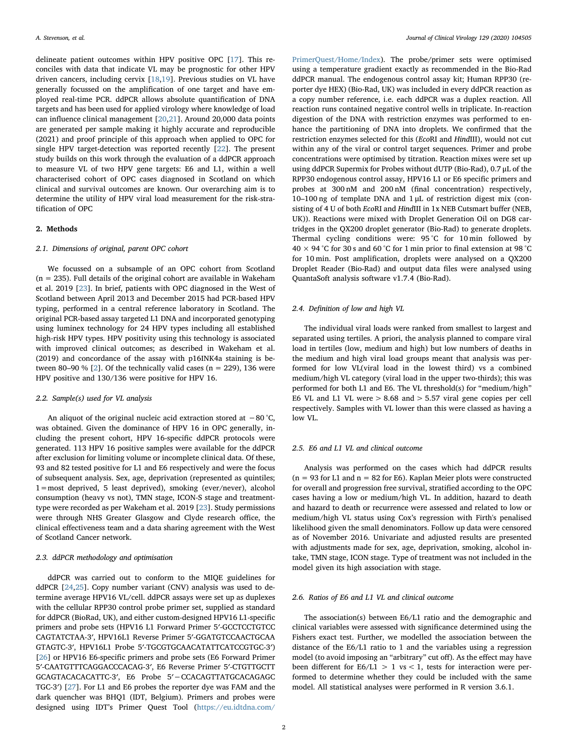delineate patient outcomes within HPV positive OPC [17]. This reconciles with data that indicate VL may be prognostic for other HPV driven cancers, including cervix [18,19]. Previous studies on VL have generally focussed on the amplification of one target and have employed real-time PCR. ddPCR allows absolute quantification of DNA targets and has been used for applied virology where knowledge of load can influence clinical management [20,21]. Around 20,000 data points are generated per sample making it highly accurate and reproducible (2021) and proof principle of this approach when applied to OPC for single HPV target-detection was reported recently [22]. The present study builds on this work through the evaluation of a ddPCR approach to measure VL of two HPV gene targets: E6 and L1, within a well characterised cohort of OPC cases diagnosed in Scotland on which clinical and survival outcomes are known. Our overarching aim is to determine the utility of HPV viral load measurement for the risk-stratification of OPC

## 2. Methods

### 2.1. Dimensions of original, parent OPC cohort

We focussed on a subsample of an OPC cohort from Scotland (n = 235). Full details of the original cohort are available in Wakeham et al. 2019 [23]. In brief, patients with OPC diagnosed in the West of Scotland between April 2013 and December 2015 had PCR-based HPV typing, performed in a central reference laboratory in Scotland. The original PCR-based assay targeted L1 DNA and incorporated genotyping using luminex technology for 24 HPV types including all established high-risk HPV types. HPV positivity using this technology is associated with improved clinical outcomes; as described in Wakeham et al. (2019) and concordance of the assay with p16INK4a staining is between 80–90 % [2]. Of the technically valid cases (n = 229), 136 were HPV positive and 130/136 were positive for HPV 16.

### 2.2. Sample(s) used for VL analysis

An aliquot of the original nucleic acid extraction stored at −80 °C, was obtained. Given the dominance of HPV 16 in OPC generally, including the present cohort, HPV 16-specific ddPCR protocols were generated. 113 HPV 16 positive samples were available for the ddPCR after exclusion for limiting volume or incomplete clinical data. Of these, 93 and 82 tested positive for L1 and E6 respectively and were the focus of subsequent analysis. Sex, age, deprivation (represented as quintiles; 1 = most deprived, 5 least deprived), smoking (ever/never), alcohol consumption (heavy vs not), TMN stage, ICON-S stage and treatment-type were recorded as per Wakeham et al. 2019 [23]. Study permissions were through NHS Greater Glasgow and Clyde research office, the clinical effectiveness team and a data sharing agreement with the West of Scotland Cancer network.

### 2.3. ddPCR methodology and optimisation

ddPCR was carried out to conform to the MIQE guidelines for ddPCR [24,25]. Copy number variant (CNV) analysis was used to determine average HPV16 VL/cell. ddPCR assays were set up as duplexes with the cellular RPP30 control probe primer set, supplied as standard for ddPCR (BioRad, UK), and either custom-designed HPV16 L1-specific primers and probe sets (HPV16 L1 Forward Primer 5′-GCCTCCTGTCCCAGTATCTAA-3′, HPV16L1 Reverse Primer 5′-GGATGTCCAACTGCAAGTAGTC-3′, HPV16L1 Probe 5′-TGCGTGCAACATATTCATCCGTGC-3′) [26] or HPV16 E6-specific primers and probe sets (E6 Forward Primer 5′-CAATGTTTCAGGACCCACAG-3′, E6 Reverse Primer 5′-CTGTTGCTTGCAGTACACACATTC-3′, E6 Probe 5′−CCACAGTTATGCACAGAGCTGC-3′) [27]. For L1 and E6 probes the reporter dye was FAM and the dark quencher was BHQ1 (IDT, Belgium). Primers and probes were designed using IDT's Primer Quest Tool (https://eu.idtdna.com/PrimerQuest/Home/Index). The probe/primer sets were optimised using a temperature gradient exactly as recommended in the Bio-Rad ddPCR manual. The endogenous control assay kit; Human RPP30 (reporter dye HEX) (Bio-Rad, UK) was included in every ddPCR reaction as a copy number reference, i.e. each ddPCR was a duplex reaction. All reaction runs contained negative control wells in triplicate. In-reaction digestion of the DNA with restriction enzymes was performed to enhance the partitioning of DNA into droplets. We confirmed that the restriction enzymes selected for this (*Eco*RI and *Hind*III), would not cut within any of the viral or control target sequences. Primer and probe concentrations were optimised by titration. Reaction mixes were set up using ddPCR Supermix for Probes without dUTP (Bio-Rad), 0.7 μL of the RPP30 endogenous control assay, HPV16 L1 or E6 specific primers and probes at 300 nM and 200 nM (final concentration) respectively, 10–100 ng of template DNA and 1 μL of restriction digest mix (consisting of 4 U of both *Eco*RI and *Hind*III in 1x NEB Cutsmart buffer (NEB, UK)). Reactions were mixed with Droplet Generation Oil on DG8 cartridges in the QX200 droplet generator (Bio-Rad) to generate droplets. Thermal cycling conditions were: 95 °C for 10 min followed by 40 × 94 °C for 30 s and 60 °C for 1 min prior to final extension at 98 °C for 10 min. Post amplification, droplets were analysed on a QX200 Droplet Reader (Bio-Rad) and output data files were analysed using QuantaSoft analysis software v1.7.4 (Bio-Rad).

### 2.4. Definition of low and high VL

The individual viral loads were ranked from smallest to largest and separated using tertiles. A priori, the analysis planned to compare viral load in tertiles (low, medium and high) but low numbers of deaths in the medium and high viral load groups meant that analysis was performed for low VL(viral load in the lowest third) vs a combined medium/high VL category (viral load in the upper two-thirds); this was performed for both L1 and E6. The VL threshold(s) for "medium/high" E6 VL and L1 VL were > 8.68 and > 5.57 viral gene copies per cell respectively. Samples with VL lower than this were classed as having a low VL.

### 2.5. E6 and L1 VL and clinical outcome

Analysis was performed on the cases which had ddPCR results (n = 93 for L1 and n = 82 for E6). Kaplan Meier plots were constructed for overall and progression free survival, stratified according to the OPC cases having a low or medium/high VL. In addition, hazard to death and hazard to death or recurrence were assessed and related to low or medium/high VL status using Cox's regression with Firth's penalised likelihood given the small denominators. Follow up data were censored as of November 2016. Univariate and adjusted results are presented with adjustments made for sex, age, deprivation, smoking, alcohol intake, TMN stage, ICON stage. Type of treatment was not included in the model given its high association with stage.

### 2.6. Ratios of E6 and L1 VL and clinical outcome

The association(s) between E6/L1 ratio and the demographic and clinical variables were assessed with significance determined using the Fishers exact test. Further, we modelled the association between the distance of the E6/L1 ratio to 1 and the variables using a regression model (to avoid imposing an "arbitrary" cut off). As the effect may have been different for E6/L1 > 1 vs < 1, tests for interaction were performed to determine whether they could be included with the same model. All statistical analyses were performed in R version 3.6.1.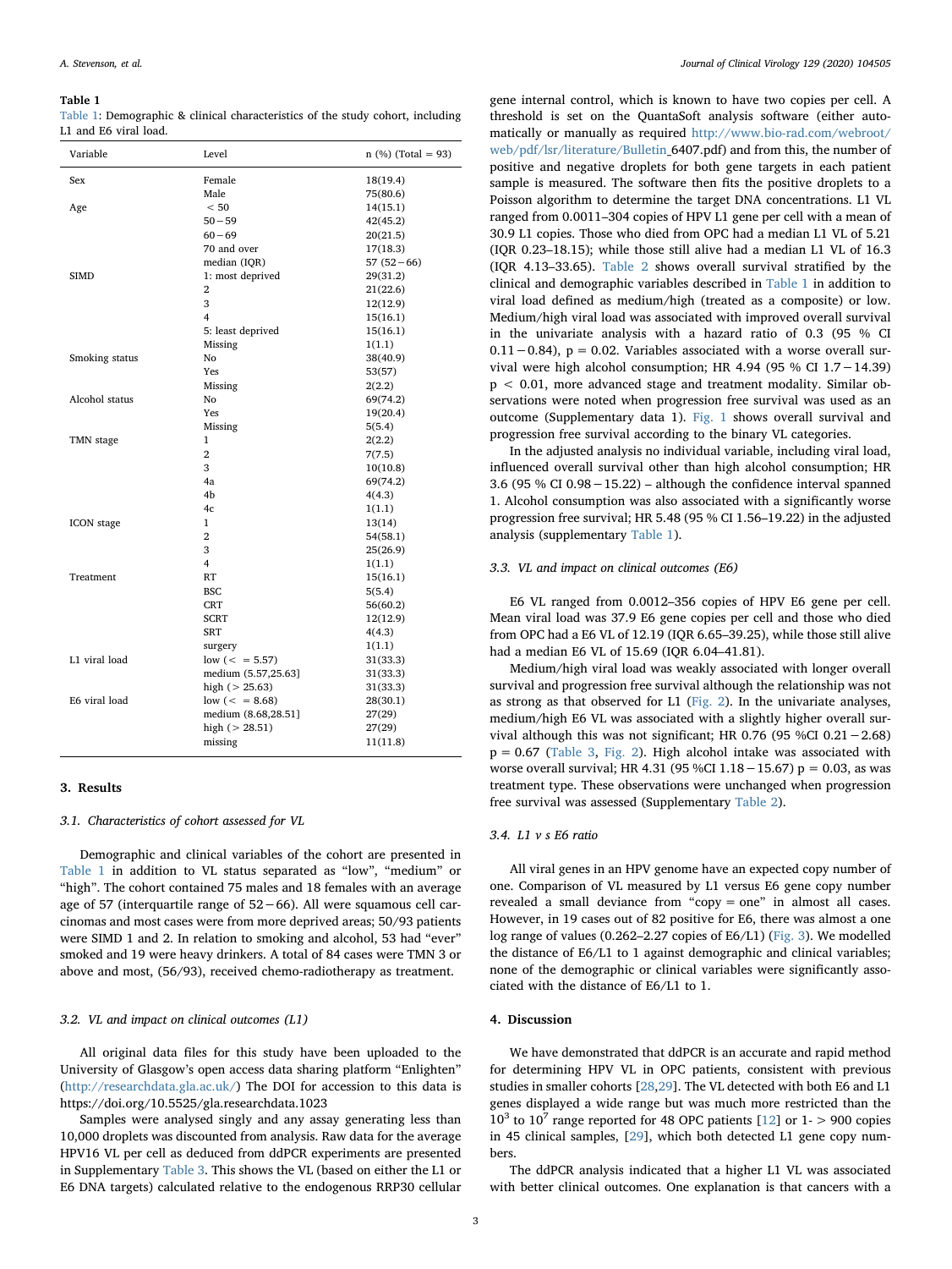**Table 1**

Table 1: Demographic & clinical characteristics of the study cohort, including L1 and E6 viral load.

| Variable | Level | n (%) (Total = 93) |
|---|---|---|
| Sex | Female | 18(19.4) |
| | Male | 75(80.6) |
| Age | < 50 | 14(15.1) |
| | 50 − 59 | 42(45.2) |
| | 60 − 69 | 20(21.5) |
| | 70 and over | 17(18.3) |
| | median (IQR) | 57 (52 − 66) |
| SIMD | 1: most deprived | 29(31.2) |
| | 2 | 21(22.6) |
| | 3 | 12(12.9) |
| | 4 | 15(16.1) |
| | 5: least deprived | 15(16.1) |
| | Missing | 1(1.1) |
| Smoking status | No | 38(40.9) |
| | Yes | 53(57) |
| | Missing | 2(2.2) |
| Alcohol status | No | 69(74.2) |
| | Yes | 19(20.4) |
| | Missing | 5(5.4) |
| TMN stage | 1 | 2(2.2) |
| | 2 | 7(7.5) |
| | 3 | 10(10.8) |
| | 4a | 69(74.2) |
| | 4b | 4(4.3) |
| | 4c | 1(1.1) |
| ICON stage | 1 | 13(14) |
| | 2 | 54(58.1) |
| | 3 | 25(26.9) |
| | 4 | 1(1.1) |
| Treatment | RT | 15(16.1) |
| | BSC | 5(5.4) |
| | CRT | 56(60.2) |
| | SCRT | 12(12.9) |
| | SRT | 4(4.3) |
| | surgery | 1(1.1) |
| L1 viral load | low (< = 5.57) | 31(33.3) |
| | medium (5.57,25.63] | 31(33.3) |
| | high (> 25.63) | 31(33.3) |
| E6 viral load | low (< = 8.68) | 28(30.1) |
| | medium (8.68,28.51] | 27(29) |
| | high (> 28.51) | 27(29) |
| | missing | 11(11.8) |

## 3. Results

### 3.1. Characteristics of cohort assessed for VL

Demographic and clinical variables of the cohort are presented in Table 1 in addition to VL status separated as "low", "medium" or "high". The cohort contained 75 males and 18 females with an average age of 57 (interquartile range of 52 − 66). All were squamous cell carcinomas and most cases were from more deprived areas; 50/93 patients were SIMD 1 and 2. In relation to smoking and alcohol, 53 had "ever" smoked and 19 were heavy drinkers. A total of 84 cases were TMN 3 or above and most, (56/93), received chemo-radiotherapy as treatment.

### 3.2. VL and impact on clinical outcomes (L1)

All original data files for this study have been uploaded to the University of Glasgow's open access data sharing platform "Enlighten" (http://researchdata.gla.ac.uk/) The DOI for accession to this data is https://doi.org/10.5525/gla.researchdata.1023

Samples were analysed singly and any assay generating less than 10,000 droplets was discounted from analysis. Raw data for the average HPV16 VL per cell as deduced from ddPCR experiments are presented in Supplementary Table 3. This shows the VL (based on either the L1 or E6 DNA targets) calculated relative to the endogenous RRP30 cellular gene internal control, which is known to have two copies per cell. A threshold is set on the QuantaSoft analysis software (either automatically or manually as required http://www.bio-rad.com/webroot/web/pdf/lsr/literature/Bulletin_6407.pdf) and from this, the number of positive and negative droplets for both gene targets in each patient sample is measured. The software then fits the positive droplets to a Poisson algorithm to determine the target DNA concentrations. L1 VL ranged from 0.0011–304 copies of HPV L1 gene per cell with a mean of 30.9 L1 copies. Those who died from OPC had a median L1 VL of 5.21 (IQR 0.23–18.15); while those still alive had a median L1 VL of 16.3 (IQR 4.13–33.65). Table 2 shows overall survival stratified by the clinical and demographic variables described in Table 1 in addition to viral load defined as medium/high (treated as a composite) or low. Medium/high viral load was associated with improved overall survival in the univariate analysis with a hazard ratio of 0.3 (95 % CI 0.11 − 0.84), p = 0.02. Variables associated with a worse overall survival were high alcohol consumption; HR 4.94 (95 % CI 1.7 − 14.39) p < 0.01, more advanced stage and treatment modality. Similar observations were noted when progression free survival was used as an outcome (Supplementary data 1). Fig. 1 shows overall survival and progression free survival according to the binary VL categories.

In the adjusted analysis no individual variable, including viral load, influenced overall survival other than high alcohol consumption; HR 3.6 (95 % CI 0.98 − 15.22) – although the confidence interval spanned 1. Alcohol consumption was also associated with a significantly worse progression free survival; HR 5.48 (95 % CI 1.56–19.22) in the adjusted analysis (supplementary Table 1).

### 3.3. VL and impact on clinical outcomes (E6)

E6 VL ranged from 0.0012–356 copies of HPV E6 gene per cell. Mean viral load was 37.9 E6 gene copies per cell and those who died from OPC had a E6 VL of 12.19 (IQR 6.65–39.25), while those still alive had a median E6 VL of 15.69 (IQR 6.04–41.81).

Medium/high viral load was weakly associated with longer overall survival and progression free survival although the relationship was not as strong as that observed for L1 (Fig. 2). In the univariate analyses, medium/high E6 VL was associated with a slightly higher overall survival although this was not significant; HR 0.76 (95 %CI 0.21 − 2.68) p = 0.67 (Table 3, Fig. 2). High alcohol intake was associated with worse overall survival; HR 4.31 (95 %CI 1.18 − 15.67) p = 0.03, as was treatment type. These observations were unchanged when progression free survival was assessed (Supplementary Table 2).

### 3.4. L1 v s E6 ratio

All viral genes in an HPV genome have an expected copy number of one. Comparison of VL measured by L1 versus E6 gene copy number revealed a small deviance from "copy = one" in almost all cases. However, in 19 cases out of 82 positive for E6, there was almost a one log range of values (0.262–2.27 copies of E6/L1) (Fig. 3). We modelled the distance of E6/L1 to 1 against demographic and clinical variables; none of the demographic or clinical variables were significantly associated with the distance of E6/L1 to 1.

## 4. Discussion

We have demonstrated that ddPCR is an accurate and rapid method for determining HPV VL in OPC patients, consistent with previous studies in smaller cohorts [28,29]. The VL detected with both E6 and L1 genes displayed a wide range but was much more restricted than the $10^3$ to $10^7$ range reported for 48 OPC patients [12] or 1- > 900 copies in 45 clinical samples, [29], which both detected L1 gene copy numbers.

The ddPCR analysis indicated that a higher L1 VL was associated with better clinical outcomes. One explanation is that cancers with a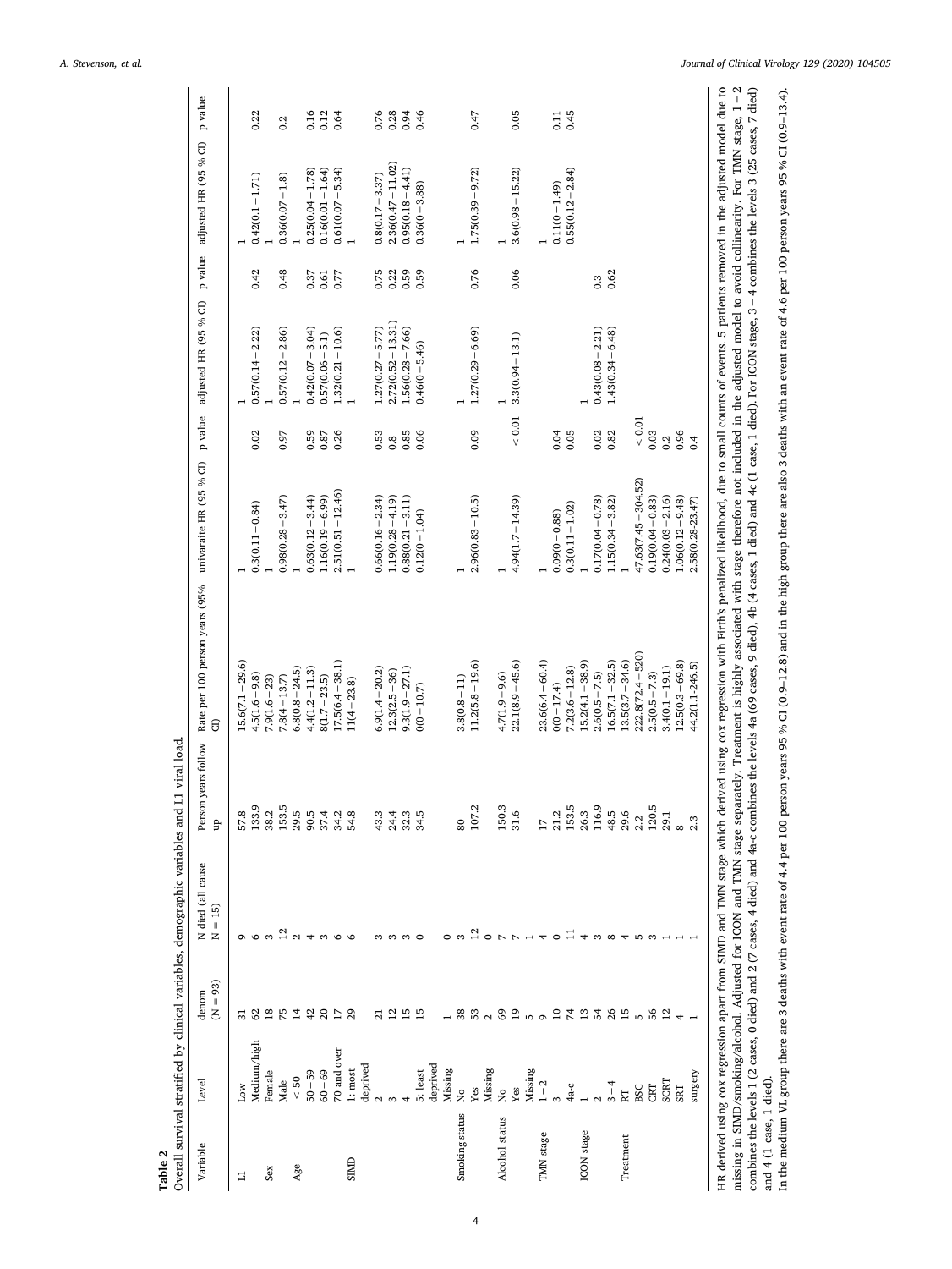**Table 2**

Overall survival stratified by clinical variables, demographic variables and L1 viral load.

| Variable | Level | denom (N = 93) | N died (all cause N = 15) | Person years follow up | Rate per 100 person years (95% CI) | univaraite HR (95 % CI) | p value | adjusted HR (95 % CI) | p value | adjusted HR (95 % CI) | p value |
|---|---|---|---|---|---|---|---|---|---|---|---|
| L1 | Low | 31 | 9 | 57.8 | 15.6(7.1 − 29.6) | 1 | | 1 | | 1 | |
| | Medium/high | 62 | 6 | 133.9 | 4.5(1.6 − 9.8) | 0.3(0.11 − 0.84) | 0.02 | 0.57(0.14 − 2.22) | 0.42 | 0.42(0.1 − 1.71) | 0.22 |
| Sex | Female | 18 | 3 | 38.2 | 7.9(1.6 − 23) | 1 | | 1 | | 1 | |
| | Male | 75 | 12 | 153.5 | 7.8(4 − 13.7) | 0.98(0.28 − 3.47) | 0.97 | 0.57(0.12 − 2.86) | 0.48 | 0.36(0.07 − 1.8) | 0.2 |
| Age | < 50 | 14 | 2 | 29.5 | 6.8(0.8 − 24.5) | 1 | | 1 | | 1 | |
| | 50 − 59 | 42 | 4 | 90.5 | 4.4(1.2 − 11.3) | 0.63(0.12 − 3.44) | 0.59 | 0.42(0.07 − 3.04) | 0.37 | 0.25(0.04 − 1.78) | 0.16 |
| | 60 − 69 | 20 | 3 | 37.4 | 8(1.7 − 23.5) | 1.16(0.19 − 6.99) | 0.87 | 0.57(0.06 − 5.1) | 0.61 | 0.16(0.01 − 1.64) | 0.12 |
| | 70 and over | 17 | 6 | 34.2 | 17.5(6.4 − 38.1) | 2.51(0.51 − 12.46) | 0.26 | 1.32(0.21 − 10.6) | 0.77 | 0.61(0.07 − 5.34) | 0.64 |
| SIMD | 1: most deprived | 29 | 6 | 54.8 | 11(4 − 23.8) | 1 | | 1 | | 1 | |
| | 2 | 21 | 3 | 43.3 | 6.9(1.4 − 20.2) | 0.66(0.16 − 2.34) | 0.53 | 1.27(0.27 − 5.77) | 0.75 | 0.8(0.17 − 3.37) | 0.76 |
| | 3 | 12 | 3 | 24.4 | 12.3(2.5 − 36) | 1.19(0.28 − 4.19) | 0.8 | 2.72(0.52 − 13.31) | 0.22 | 2.36(0.47 − 11.02) | 0.28 |
| | 4 | 15 | 3 | 32.3 | 9.3(1.9 − 27.1) | 0.88(0.21 − 3.11) | 0.85 | 1.56(0.28 − 7.66) | 0.59 | 0.95(0.18 − 4.41) | 0.94 |
| | 5: least deprived | 15 | 0 | 34.5 | 0(0 − 10.7) | 0.12(0 − 1.04) | 0.06 | 0.46(0 − 5.46) | 0.59 | 0.36(0 − 3.88) | 0.46 |
| | Missing | 1 | 0 | | | | | | | | |
| Smoking status | No | 38 | 3 | 80 | 3.8(0.8 − 11) | 1 | | 1 | | 1 | |
| | Yes | 53 | 12 | 107.2 | 11.2(5.8 − 19.6) | 2.96(0.83 − 10.5) | 0.09 | 1.27(0.29 − 6.69) | 0.76 | 1.75(0.39 − 9.72) | 0.47 |
| | Missing | 2 | 0 | | | | | | | | |
| Alcohol status | No | 69 | 7 | 150.3 | 4.7(1.9 − 9.6) | 1 | | 1 | | 1 | |
| | Yes | 19 | 7 | 31.6 | 22.1(8.9 − 45.6) | 4.94(1.7 − 14.39) | < 0.01 | 3.3(0.94 − 13.1) | 0.06 | 3.6(0.98 − 15.22) | 0.05 |
| | Missing | 5 | 1 | | | | | | | | |
| TMN stage | 1 − 2 | 9 | 4 | 17 | 23.6(6.4 − 60.4) | 1 | | | | 1 | |
| | 3 | 10 | 0 | 21.2 | 0(0 − 17.4) | 0.09(0 − 0.88) | 0.04 | | | 0.11(0 − 1.49) | 0.11 |
| | 4a-c | 74 | 11 | 153.5 | 7.2(3.6 − 12.8) | 0.3(0.11 − 1.02) | 0.05 | | | 0.55(0.12 − 2.84) | 0.45 |
| ICON stage | 1 | 13 | 4 | 26.3 | 15.2(4.1 − 38.9) | 1 | | 1 | | | |
| | 2 | 54 | 3 | 116.9 | 2.6(0.5 − 7.5) | 0.17(0.04 − 0.78) | 0.02 | 0.43(0.08 − 2.21) | 0.3 | | |
| | 3 − 4 | 26 | 8 | 48.5 | 16.5(7.1 − 32.5) | 1.15(0.34 − 3.82) | 0.82 | 1.43(0.34 − 6.48) | 0.62 | | |
| Treatment | RT | 15 | 4 | 29.6 | 13.5(3.7 − 34.6) | 1 | | | | | |
| | BSC | 5 | 5 | 2.2 | 222.8(72.4 − 520) | 47.63(7.45 − 304.52) | < 0.01 | | | | |
| | CRT | 56 | 3 | 120.5 | 2.5(0.5 − 7.3) | 0.19(0.04 − 0.83) | 0.03 | | | | |
| | SCRT | 12 | 1 | 29.1 | 3.4(0.1 − 19.1) | 0.24(0.03 − 2.16) | 0.2 | | | | |
| | SRT | 4 | 1 | 8 | 12.5(0.3 − 69.8) | 1.06(0.12 − 9.48) | 0.96 | | | | |
| | surgery | 1 | 1 | 2.3 | 44.2(1.1-246.5) | 2.58(0.28-23.47) | 0.4 | | | | |

HR derived using cox regression apart from SIMD and TMN stage which derived using cox regression with Firth's penalized likelihood, due to small counts of events. 5 patients removed in the adjusted model due to missing in SIMD/smoking/alcohol. Adjusted for ICON and TMN stage separately. Treatment is highly associated with stage therefore not included in the adjusted model to avoid collinearity. For TMN stage, 1 − 2 combines the levels 1 (2 cases, 0 died) and 2 (7 cases, 4 died) and 4a-c combines the levels 4a (69 cases, 9 died), 4b (4 cases, 1 died) and 4c (1 case, 1 died). For ICON stage, 3 − 4 combines the levels 3 (25 cases, 7 died) and 4 (1 case, 1 died).

In the medium VL group there are 3 deaths with event rate of 4.4 per 100 person years 95 % CI (0.9–12.8) and in the high group there are also 3 deaths with an event rate of 4.6 per 100 person years 95 % CI (0.9–13.4).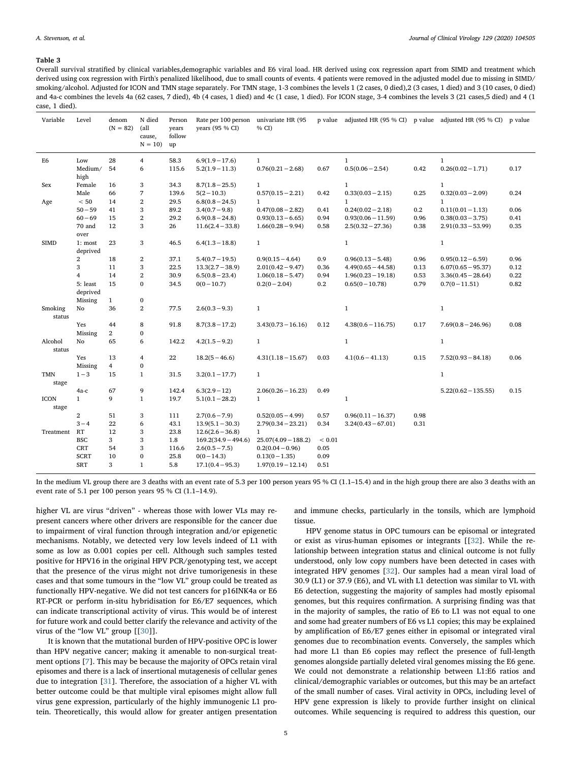**Table 3**

Overall survival stratified by clinical variables,demographic variables and E6 viral load. HR derived using cox regression apart from SIMD and treatment which derived using cox regression with Firth's penalized likelihood, due to small counts of events. 4 patients were removed in the adjusted model due to missing in SIMD/ smoking/alcohol. Adjusted for ICON and TMN stage separately. For TMN stage, 1-3 combines the levels 1 (2 cases, 0 died),2 (3 cases, 1 died) and 3 (10 cases, 0 died) and 4a-c combines the levels 4a (62 cases, 7 died), 4b (4 cases, 1 died) and 4c (1 case, 1 died). For ICON stage, 3-4 combines the levels 3 (21 cases,5 died) and 4 (1 case, 1 died).

| Variable | Level | denom (N = 82) | N died (all cause, N = 10) | Person years follow up | Rate per 100 person years (95 % CI) | univariate HR (95 % CI) | p value | adjusted HR (95 % CI) | p value | adjusted HR (95 % CI) | p value |
|---|---|---|---|---|---|---|---|---|---|---|---|
| E6 | Low | 28 | 4 | 58.3 | 6.9(1.9 − 17.6) | 1 | | 1 | | 1 | |
| | Medium/ high | 54 | 6 | 115.6 | 5.2(1.9 − 11.3) | 0.76(0.21 − 2.68) | 0.67 | 0.5(0.06 − 2.54) | 0.42 | 0.26(0.02 − 1.71) | 0.17 |
| Sex | Female | 16 | 3 | 34.3 | 8.7(1.8 − 25.5) | 1 | | 1 | | 1 | |
| | Male | 66 | 7 | 139.6 | 5(2 − 10.3) | 0.57(0.15 − 2.21) | 0.42 | 0.33(0.03 − 2.15) | 0.25 | 0.32(0.03 − 2.09) | 0.24 |
| Age | < 50 | 14 | 2 | 29.5 | 6.8(0.8 − 24.5) | 1 | | 1 | | 1 | |
| | 50 − 59 | 41 | 3 | 89.2 | 3.4(0.7 − 9.8) | 0.47(0.08 − 2.82) | 0.41 | 0.24(0.02 − 2.18) | 0.2 | 0.11(0.01 − 1.13) | 0.06 |
| | 60 − 69 | 15 | 2 | 29.2 | 6.9(0.8 − 24.8) | 0.93(0.13 − 6.65) | 0.94 | 0.93(0.06 − 11.59) | 0.96 | 0.38(0.03 − 3.75) | 0.41 |
| | 70 and over | 12 | 3 | 26 | 11.6(2.4 − 33.8) | 1.66(0.28 − 9.94) | 0.58 | 2.5(0.32 − 27.36) | 0.38 | 2.91(0.33 − 53.99) | 0.35 |
| SIMD | 1: most deprived | 23 | 3 | 46.5 | 6.4(1.3 − 18.8) | 1 | | 1 | | 1 | |
| | 2 | 18 | 2 | 37.1 | 5.4(0.7 − 19.5) | 0.9(0.15 − 4.64) | 0.9 | 0.96(0.13 − 5.48) | 0.96 | 0.95(0.12 − 6.59) | 0.96 |
| | 3 | 11 | 3 | 22.5 | 13.3(2.7 − 38.9) | 2.01(0.42 − 9.47) | 0.36 | 4.49(0.65 − 44.58) | 0.13 | 6.07(0.65 − 95.37) | 0.12 |
| | 4 | 14 | 2 | 30.9 | 6.5(0.8 − 23.4) | 1.06(0.18 − 5.47) | 0.94 | 1.96(0.23 − 19.18) | 0.53 | 3.36(0.45 − 28.64) | 0.22 |
| | 5: least deprived | 15 | 0 | 34.5 | 0(0 − 10.7) | 0.2(0 − 2.04) | 0.2 | 0.65(0 − 10.78) | 0.79 | 0.7(0 − 11.51) | 0.82 |
| | Missing | 1 | 0 | | | | | | | | |
| Smoking status | No | 36 | 2 | 77.5 | 2.6(0.3 − 9.3) | 1 | | 1 | | 1 | |
| | Yes | 44 | 8 | 91.8 | 8.7(3.8 − 17.2) | 3.43(0.73 − 16.16) | 0.12 | 4.38(0.6 − 116.75) | 0.17 | 7.69(0.8 − 246.96) | 0.08 |
| | Missing | 2 | 0 | | | | | | | | |
| Alcohol status | No | 65 | 6 | 142.2 | 4.2(1.5 − 9.2) | 1 | | 1 | | 1 | |
| | Yes | 13 | 4 | 22 | 18.2(5 − 46.6) | 4.31(1.18 − 15.67) | 0.03 | 4.1(0.6 − 41.13) | 0.15 | 7.52(0.93 − 84.18) | 0.06 |
| | Missing | 4 | 0 | | | | | | | | |
| TMN stage | 1 − 3 | 15 | 1 | 31.5 | 3.2(0.1 − 17.7) | 1 | | | | 1 | |
| | 4a-c | 67 | 9 | 142.4 | 6.3(2.9 − 12) | 2.06(0.26 − 16.23) | 0.49 | | | 5.22(0.62 − 135.55) | 0.15 |
| ICON stage | 1 | 9 | 1 | 19.7 | 5.1(0.1 − 28.2) | 1 | | 1 | | | |
| | 2 | 51 | 3 | 111 | 2.7(0.6 − 7.9) | 0.52(0.05 − 4.99) | 0.57 | 0.96(0.11 − 16.37) | 0.98 | | |
| | 3 − 4 | 22 | 6 | 43.1 | 13.9(5.1 − 30.3) | 2.79(0.34 − 23.21) | 0.34 | 3.24(0.43 − 67.01) | 0.31 | | |
| Treatment | RT | 12 | 3 | 23.8 | 12.6(2.6 − 36.8) | 1 | | | | | |
| | BSC | 3 | 3 | 1.8 | 169.2(34.9 − 494.6) | 25.07(4.09 − 188.2) | < 0.01 | | | | |
| | CRT | 54 | 3 | 116.6 | 2.6(0.5 − 7.5) | 0.2(0.04 − 0.96) | 0.05 | | | | |
| | SCRT | 10 | 0 | 25.8 | 0(0 − 14.3) | 0.13(0 − 1.35) | 0.09 | | | | |
| | SRT | 3 | 1 | 5.8 | 17.1(0.4 − 95.3) | 1.97(0.19 − 12.14) | 0.51 | | | | |

In the medium VL group there are 3 deaths with an event rate of 5.3 per 100 person years 95 % CI (1.1–15.4) and in the high group there are also 3 deaths with an event rate of 5.1 per 100 person years 95 % CI (1.1–14.9).

higher VL are virus "driven" - whereas those with lower VLs may represent cancers where other drivers are responsible for the cancer due to impairment of viral function through integration and/or epigenetic mechanisms. Notably, we detected very low levels indeed of L1 with some as low as 0.001 copies per cell. Although such samples tested positive for HPV16 in the original HPV PCR/genotyping test, we accept that the presence of the virus might not drive tumorigenesis in these cases and that some tumours in the "low VL" group could be treated as functionally HPV-negative. We did not test cancers for p16INK4a or E6 RT-PCR or perform in-situ hybridisation for E6/E7 sequences, which can indicate transcriptional activity of virus. This would be of interest for future work and could better clarify the relevance and activity of the virus of the "low VL" group [[30]].

It is known that the mutational burden of HPV-positive OPC is lower than HPV negative cancer; making it amenable to non-surgical treatment options [7]. This may be because the majority of OPCs retain viral episomes and there is a lack of insertional mutagenesis of cellular genes due to integration [31]. Therefore, the association of a higher VL with better outcome could be that multiple viral episomes might allow full virus gene expression, particularly of the highly immunogenic L1 protein. Theoretically, this would allow for greater antigen presentation and immune checks, particularly in the tonsils, which are lymphoid tissue.

HPV genome status in OPC tumours can be episomal or integrated or exist as virus-human episomes or integrants [[32]. While the relationship between integration status and clinical outcome is not fully understood, only low copy numbers have been detected in cases with integrated HPV genomes [32]. Our samples had a mean viral load of 30.9 (L1) or 37.9 (E6), and VL with L1 detection was similar to VL with E6 detection, suggesting the majority of samples had mostly episomal genomes, but this requires confirmation. A surprising finding was that in the majority of samples, the ratio of E6 to L1 was not equal to one and some had greater numbers of E6 vs L1 copies; this may be explained by amplification of E6/E7 genes either in episomal or integrated viral genomes due to recombination events. Conversely, the samples which had more L1 than E6 copies may reflect the presence of full-length genomes alongside partially deleted viral genomes missing the E6 gene. We could not demonstrate a relationship between L1:E6 ratios and clinical/demographic variables or outcomes, but this may be an artefact of the small number of cases. Viral activity in OPCs, including level of HPV gene expression is likely to provide further insight on clinical outcomes. While sequencing is required to address this question, our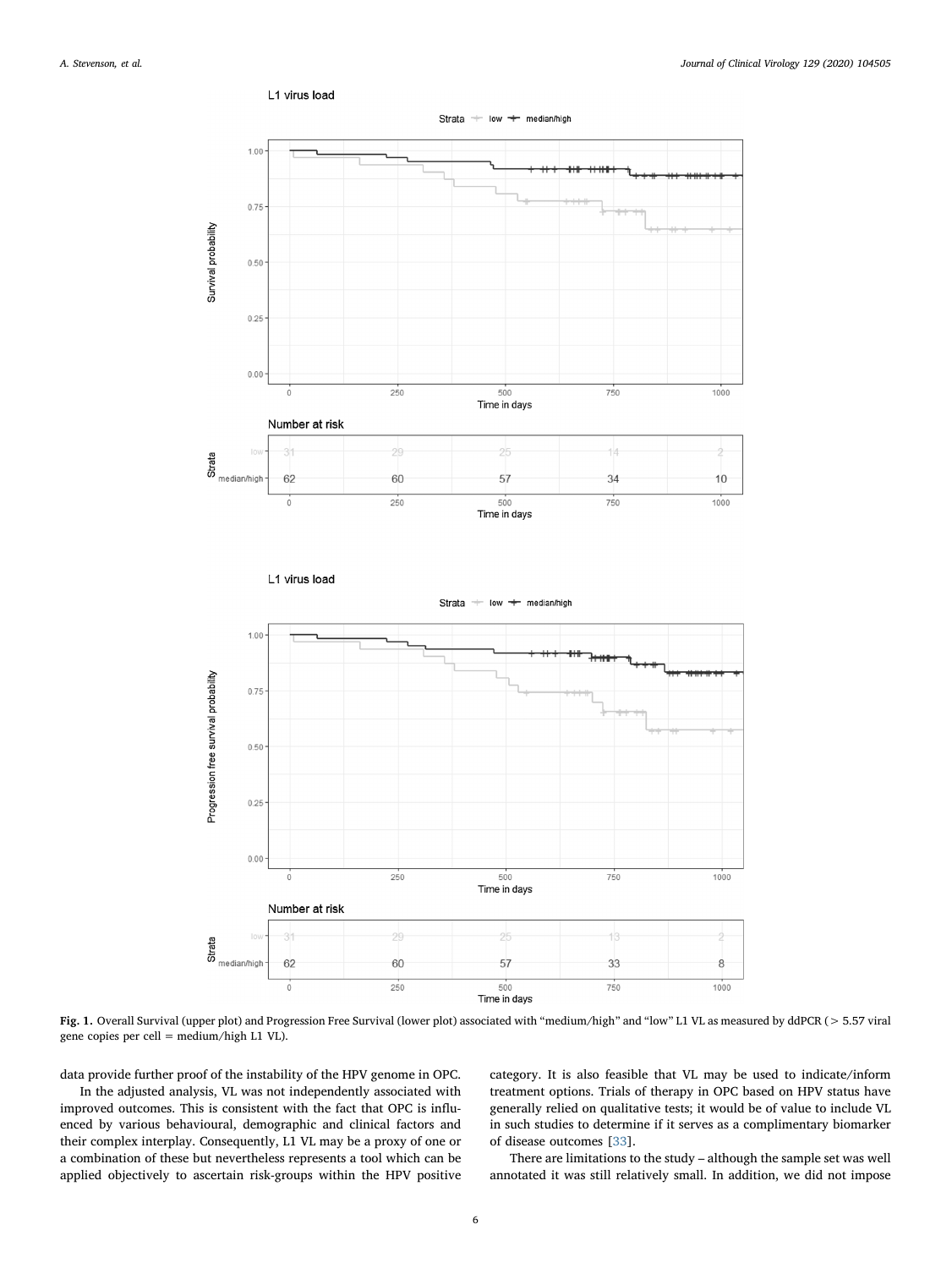L1 virus load

Strata — low — median/high

| Strata | 0 | 250 | 500 | 750 | 1000 |
|---|---|---|---|---|---|
| low | 31 | 29 | 25 | 14 | 2 |
| median/high | 62 | 60 | 57 | 34 | 10 |

L1 virus load

Strata — low — median/high

| Strata | 0 | 250 | 500 | 750 | 1000 |
|---|---|---|---|---|---|
| low | 31 | 29 | 25 | 13 | 2 |
| median/high | 62 | 60 | 57 | 33 | 8 |

**Fig. 1.** Overall Survival (upper plot) and Progression Free Survival (lower plot) associated with "medium/high" and "low" L1 VL as measured by ddPCR (> 5.57 viral gene copies per cell = medium/high L1 VL).

data provide further proof of the instability of the HPV genome in OPC.

In the adjusted analysis, VL was not independently associated with improved outcomes. This is consistent with the fact that OPC is influenced by various behavioural, demographic and clinical factors and their complex interplay. Consequently, L1 VL may be a proxy of one or a combination of these but nevertheless represents a tool which can be applied objectively to ascertain risk-groups within the HPV positive category. It is also feasible that VL may be used to indicate/inform treatment options. Trials of therapy in OPC based on HPV status have generally relied on qualitative tests; it would be of value to include VL in such studies to determine if it serves as a complimentary biomarker of disease outcomes [33].

There are limitations to the study – although the sample set was well annotated it was still relatively small. In addition, we did not impose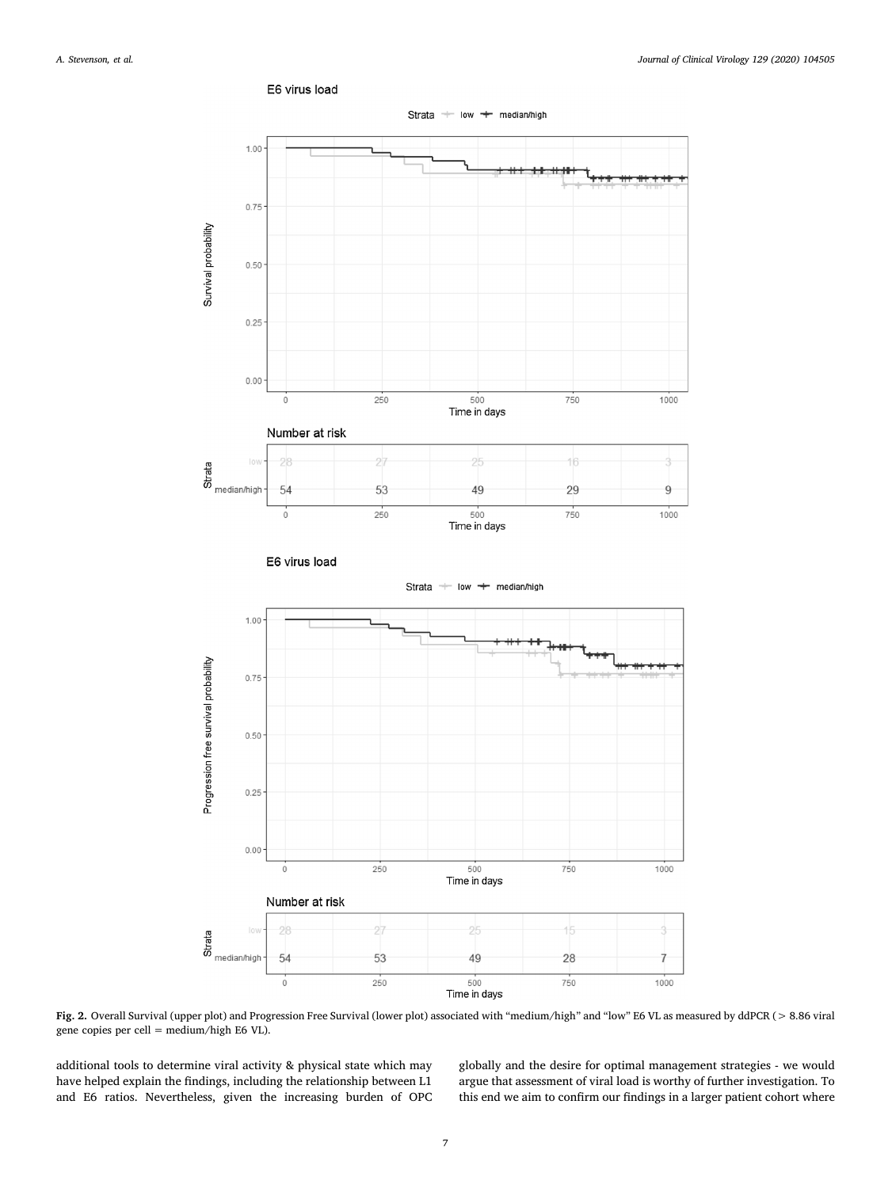**Fig. 2.** Overall Survival (upper plot) and Progression Free Survival (lower plot) associated with "medium/high" and "low" E6 VL as measured by ddPCR (> 8.86 viral gene copies per cell = medium/high E6 VL).

additional tools to determine viral activity & physical state which may have helped explain the findings, including the relationship between L1 and E6 ratios. Nevertheless, given the increasing burden of OPC globally and the desire for optimal management strategies - we would argue that assessment of viral load is worthy of further investigation. To this end we aim to confirm our findings in a larger patient cohort where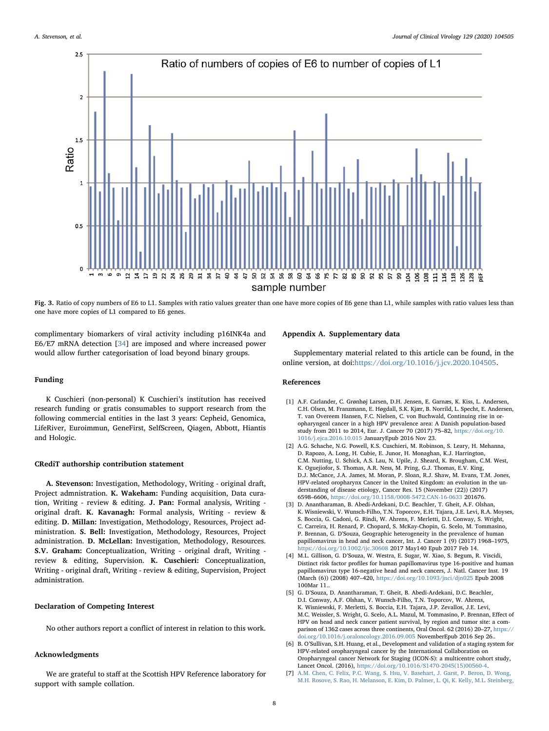Fig. 3. Ratio of copy numbers of E6 to L1. Samples with ratio values greater than one have more copies of E6 gene than L1, while samples with ratio values less than one have more copies of L1 compared to E6 genes.

complimentary biomarkers of viral activity including p16INK4a and E6/E7 mRNA detection [34] are imposed and where increased power would allow further categorisation of load beyond binary groups.

## Funding

K Cuschieri (non-personal) K Cuschieri's institution has received research funding or gratis consumables to support research from the following commercial entities in the last 3 years: Cepheid, Genomica, LifeRiver, Euroimmun, GeneFirst, SelfScreen, Qiagen, Abbott, Hiantis and Hologic.

## CRediT authorship contribution statement

**A. Stevenson:** Investigation, Methodology, Writing - original draft, Project admnistration. **K. Wakeham:** Funding acquisition, Data curation, Writing - review & editing. **J. Pan:** Formal analysis, Writing - original draft. **K. Kavanagh:** Formal analysis, Writing - review & editing. **D. Millan:** Investigation, Methodology, Resources, Project administration. **S. Bell:** Investigation, Methodology, Resources, Project administration. **D. McLellan:** Investigation, Methodology, Resources. **S.V. Graham:** Conceptualization, Writing - original draft, Writing - review & editing, Supervision. **K. Cuschieri:** Conceptualization, Writing - original draft, Writing - review & editing, Supervision, Project administration.

## Declaration of Competing Interest

No other authors report a conflict of interest in relation to this work.

## Acknowledgments

We are grateful to staff at the Scottish HPV Reference laboratory for support with sample collation.

## Appendix A. Supplementary data

Supplementary material related to this article can be found, in the online version, at doi:https://doi.org/10.1016/j.jcv.2020.104505.

## References

[1] A.F. Carlander, C. Grønhøj Larsen, D.H. Jensen, E. Garnæs, K. Kiss, L. Andersen, C.H. Olsen, M. Franzmann, E. Høgdall, S.K. Kjær, B. Norrild, L. Specht, E. Andersen, T. van Overeem Hansen, F.C. Nielsen, C. von Buchwald, Continuing rise in oropharyngeal cancer in a high HPV prevalence area: A Danish population-based study from 2011 to 2014, Eur. J. Cancer 70 (2017) 75–82, https://doi.org/10.1016/j.ejca.2016.10.015 JanuaryEpub 2016 Nov 23.

[2] A.G. Schache, N.G. Powell, K.S. Cuschieri, M. Robinson, S. Leary, H. Mehanna, D. Rapozo, A. Long, H. Cubie, E. Junor, H. Monaghan, K.J. Harrington, C.M. Nutting, U. Schick, A.S. Lau, N. Upile, J. Sheard, K. Brougham, C.M. West, K. Oguejiofor, S. Thomas, A.R. Ness, M. Pring, G.J. Thomas, E.V. King, D.J. McCance, J.A. James, M. Moran, P. Sloan, R.J. Shaw, M. Evans, T.M. Jones, HPV-related oropharynx Cancer in the United Kingdom: an evolution in the understanding of disease etiology, Cancer Res. 15 (November (22)) (2017) 6598–6606, https://doi.org/10.1158/0008-5472.CAN-16-0633 201676.

[3] D. Anantharaman, B. Abedi-Ardekani, D.C. Beachler, T. Gheit, A.F. Olshan, K. Wisniewski, V. Wunsch-Filho, T.N. Toporcov, E.H. Tajara, J.E. Levi, R.A. Moyses, S. Boccia, G. Cadoni, G. Rindi, W. Ahrens, F. Merletti, D.I. Conway, S. Wright, C. Carreira, H. Renard, P. Chopard, S. McKay-Chopin, G. Scelo, M. Tommasino, P. Brennan, G. D'Souza, Geographic heterogeneity in the prevalence of human papillomavirus in head and neck cancer, Int. J. Cancer 1 (9) (2017) 1968–1975, https://doi.org/10.1002/ijc.30608 2017 May140 Epub 2017 Feb 14.

[4] M.L. Gillison, G. D'Souza, W. Westra, E. Sugar, W. Xiao, S. Begum, R. Viscidi, Distinct risk factor profiles for human papillomavirus type 16-positive and human papillomavirus type 16-negative head and neck cancers, J. Natl. Cancer Inst. 19 (March (6)) (2008) 407–420, https://doi.org/10.1093/jnci/djn025 Epub 2008 100Mar 11..

[5] G. D'Souza, D. Anantharaman, T. Gheit, B. Abedi-Ardekani, D.C. Beachler, D.I. Conway, A.F. Olshan, V. Wunsch-Filho, T.N. Toporcov, W. Ahrens, K. Wisniewski, F. Merletti, S. Boccia, E.H. Tajara, J.P. Zevallos, J.E. Levi, M.C. Weissler, S. Wright, G. Scelo, A.L. Mazul, M. Tommasino, P. Brennan, Effect of HPV on head and neck cancer patient survival, by region and tumor site: a comparison of 1362 cases across three continents, Oral Oncol. 62 (2016) 20–27, https://doi.org/10.1016/j.oraloncology.2016.09.005 NovemberEpub 2016 Sep 26..

[6] B. O'Sullivan, S.H. Huang, et al., Development and validation of a staging system for HPV-related oropharyngeal cancer by the International Collaboration on Oropharyngeal cancer Network for Staging (ICON-S): a multicentre cohort study, Lancet Oncol. (2016), https://doi.org/10.1016/S1470-2045(15)00560-4.

[7] A.M. Chen, C. Felix, P.C. Wang, S. Hsu, V. Basehart, J. Garst, P. Beron, D. Wong, M.H. Rosove, S. Rao, H. Melanson, E. Kim, D. Palmer, L. Qi, K. Kelly, M.L. Steinberg,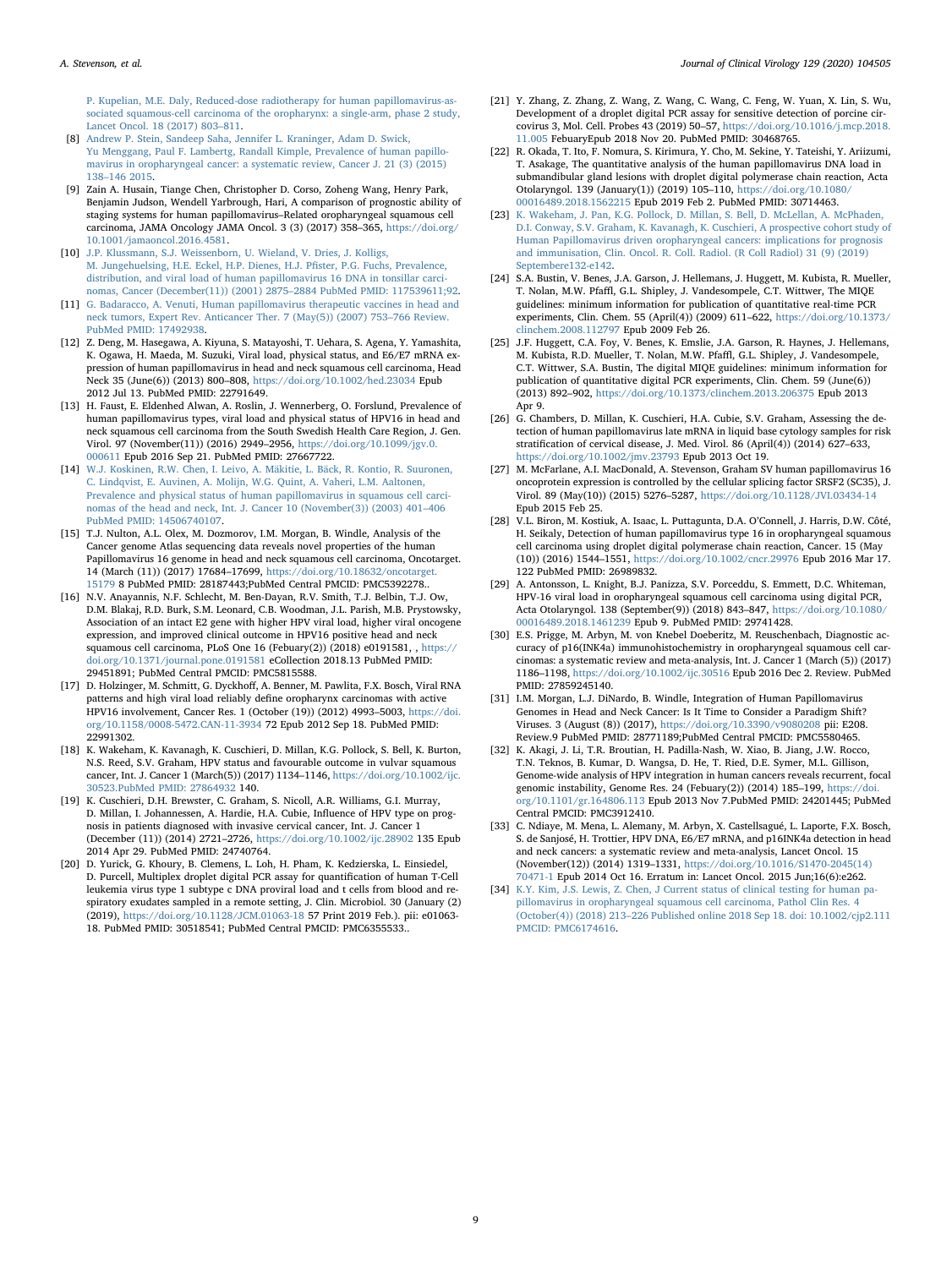P. Kupelian, M.E. Daly, Reduced-dose radiotherapy for human papillomavirus-associated squamous-cell carcinoma of the oropharynx: a single-arm, phase 2 study, Lancet Oncol. 18 (2017) 803–811.

[8] Andrew P. Stein, Sandeep Saha, Jennifer L. Kraninger, Adam D. Swick, Yu Menggang, Paul F. Lambertg, Randall Kimple, Prevalence of human papillomavirus in oropharyngeal cancer: a systematic review, Cancer J. 21 (3) (2015) 138–146 2015.

[9] Zain A. Husain, Tiange Chen, Christopher D. Corso, Zoheng Wang, Henry Park, Benjamin Judson, Wendell Yarbrough, Hari, A comparison of prognostic ability of staging systems for human papillomavirus–Related oropharyngeal squamous cell carcinoma, JAMA Oncology JAMA Oncol. 3 (3) (2017) 358–365, https://doi.org/10.1001/jamaoncol.2016.4581.

[10] J.P. Klussmann, S.J. Weissenborn, U. Wieland, V. Dries, J. Kolligs, M. Jungehuelsing, H.E. Eckel, H.P. Dienes, H.J. Pfister, P.G. Fuchs, Prevalence, distribution, and viral load of human papillomavirus 16 DNA in tonsillar carcinomas, Cancer (December(11)) (2001) 2875–2884 PubMed PMID: 117539611;92.

[11] G. Badaracco, A. Venuti, Human papillomavirus therapeutic vaccines in head and neck tumors, Expert Rev. Anticancer Ther. 7 (May(5)) (2007) 753–766 Review. PubMed PMID: 17492938.

[12] Z. Deng, M. Hasegawa, A. Kiyuna, S. Matayoshi, T. Uehara, S. Agena, Y. Yamashita, K. Ogawa, H. Maeda, M. Suzuki, Viral load, physical status, and E6/E7 mRNA expression of human papillomavirus in head and neck squamous cell carcinoma, Head Neck 35 (June(6)) (2013) 800–808, https://doi.org/10.1002/hed.23034 Epub 2012 Jul 13. PubMed PMID: 22791649.

[13] H. Faust, E. Eldenhed Alwan, A. Roslin, J. Wennerberg, O. Forslund, Prevalence of human papillomavirus types, viral load and physical status of HPV16 in head and neck squamous cell carcinoma from the South Swedish Health Care Region, J. Gen. Virol. 97 (November(11)) (2016) 2949–2956, https://doi.org/10.1099/jgv.0.000611 Epub 2016 Sep 21. PubMed PMID: 27667722.

[14] W.J. Koskinen, R.W. Chen, I. Leivo, A. Mäkitie, L. Bäck, R. Kontio, R. Suuronen, C. Lindqvist, E. Auvinen, A. Molijn, W.G. Quint, A. Vaheri, L.M. Aaltonen, Prevalence and physical status of human papillomavirus in squamous cell carcinomas of the head and neck, Int. J. Cancer 10 (November(3)) (2003) 401–406 PubMed PMID: 14506740107.

[15] T.J. Nulton, A.L. Olex, M. Dozmorov, I.M. Morgan, B. Windle, Analysis of the Cancer genome Atlas sequencing data reveals novel properties of the human Papillomavirus 16 genome in head and neck squamous cell carcinoma, Oncotarget. 14 (March (11)) (2017) 17684–17699, https://doi.org/10.18632/oncotarget.15179 8 PubMed PMID: 28187443;PubMed Central PMCID: PMC5392278..

[16] N.V. Anayannis, N.F. Schlecht, M. Ben-Dayan, R.V. Smith, T.J. Belbin, T.J. Ow, D.M. Blakaj, R.D. Burk, S.M. Leonard, C.B. Woodman, J.L. Parish, M.B. Prystowsky, Association of an intact E2 gene with higher HPV viral load, higher viral oncogene expression, and improved clinical outcome in HPV16 positive head and neck squamous cell carcinoma, PLoS One 16 (Febuary(2)) (2018) e0191581, , https://doi.org/10.1371/journal.pone.0191581 eCollection 2018.13 PubMed PMID: 29451891; PubMed Central PMCID: PMC5815588.

[17] D. Holzinger, M. Schmitt, G. Dyckhoff, A. Benner, M. Pawlita, F.X. Bosch, Viral RNA patterns and high viral load reliably define oropharynx carcinomas with active HPV16 involvement, Cancer Res. 1 (October (19)) (2012) 4993–5003, https://doi.org/10.1158/0008-5472.CAN-11-3934 72 Epub 2012 Sep 18. PubMed PMID: 22991302.

[18] K. Wakeham, K. Kavanagh, K. Cuschieri, D. Millan, K.G. Pollock, S. Bell, K. Burton, N.S. Reed, S.V. Graham, HPV status and favourable outcome in vulvar squamous cancer, Int. J. Cancer 1 (March(5)) (2017) 1134–1146, https://doi.org/10.1002/ijc.30523.PubMed PMID: 27864932 140.

[19] K. Cuschieri, D.H. Brewster, C. Graham, S. Nicoll, A.R. Williams, G.I. Murray, D. Millan, I. Johannessen, A. Hardie, H.A. Cubie, Influence of HPV type on prognosis in patients diagnosed with invasive cervical cancer, Int. J. Cancer 1 (December (11)) (2014) 2721–2726, https://doi.org/10.1002/ijc.28902 135 Epub 2014 Apr 29. PubMed PMID: 24740764.

[20] D. Yurick, G. Khoury, B. Clemens, L. Loh, H. Pham, K. Kedzierska, L. Einsiedel, D. Purcell, Multiplex droplet digital PCR assay for quantification of human T-Cell leukemia virus type 1 subtype c DNA proviral load and t cells from blood and respiratory exudates sampled in a remote setting, J. Clin. Microbiol. 30 (January (2) (2019), https://doi.org/10.1128/JCM.01063-18 57 Print 2019 Feb.). pii: e01063-18. PubMed PMID: 30518541; PubMed Central PMCID: PMC6355533..

[21] Y. Zhang, Z. Zhang, Z. Wang, Z. Wang, C. Wang, C. Feng, W. Yuan, X. Lin, S. Wu, Development of a droplet digital PCR assay for sensitive detection of porcine circovirus 3, Mol. Cell. Probes 43 (2019) 50–57, https://doi.org/10.1016/j.mcp.2018.11.005 FebuaryEpub 2018 Nov 20. PubMed PMID: 30468765.

[22] R. Okada, T. Ito, F. Nomura, S. Kirimura, Y. Cho, M. Sekine, Y. Tateishi, Y. Ariizumi, T. Asakage, The quantitative analysis of the human papillomavirus DNA load in submandibular gland lesions with droplet digital polymerase chain reaction, Acta Otolaryngol. 139 (January(1)) (2019) 105–110, https://doi.org/10.1080/00016489.2018.1562215 Epub 2019 Feb 2. PubMed PMID: 30714463.

[23] K. Wakeham, J. Pan, K.G. Pollock, D. Millan, S. Bell, D. McLellan, A. McPhaden, D.I. Conway, S.V. Graham, K. Kavanagh, K. Cuschieri, A prospective cohort study of Human Papillomavirus driven oropharyngeal cancers: implications for prognosis and immunisation, Clin. Oncol. R. Coll. Radiol. (R Coll Radiol) 31 (9) (2019) Septembere132-e142.

[24] S.A. Bustin, V. Benes, J.A. Garson, J. Hellemans, J. Huggett, M. Kubista, R. Mueller, T. Nolan, M.W. Pfaffl, G.L. Shipley, J. Vandesompele, C.T. Wittwer, The MIQE guidelines: minimum information for publication of quantitative real-time PCR experiments, Clin. Chem. 55 (April(4)) (2009) 611–622, https://doi.org/10.1373/clinchem.2008.112797 Epub 2009 Feb 26.

[25] J.F. Huggett, C.A. Foy, V. Benes, K. Emslie, J.A. Garson, R. Haynes, J. Hellemans, M. Kubista, R.D. Mueller, T. Nolan, M.W. Pfaffl, G.L. Shipley, J. Vandesompele, C.T. Wittwer, S.A. Bustin, The digital MIQE guidelines: minimum information for publication of quantitative digital PCR experiments, Clin. Chem. 59 (June(6)) (2013) 892–902, https://doi.org/10.1373/clinchem.2013.206375 Epub 2013 Apr 9.

[26] G. Chambers, D. Millan, K. Cuschieri, H.A. Cubie, S.V. Graham, Assessing the detection of human papillomavirus late mRNA in liquid base cytology samples for risk stratification of cervical disease, J. Med. Virol. 86 (April(4)) (2014) 627–633, https://doi.org/10.1002/jmv.23793 Epub 2013 Oct 19.

[27] M. McFarlane, A.I. MacDonald, A. Stevenson, Graham SV human papillomavirus 16 oncoprotein expression is controlled by the cellular splicing factor SRSF2 (SC35), J. Virol. 89 (May(10)) (2015) 5276–5287, https://doi.org/10.1128/JVI.03434-14 Epub 2015 Feb 25.

[28] V.L. Biron, M. Kostiuk, A. Isaac, L. Puttagunta, D.A. O'Connell, J. Harris, D.W. Côté, H. Seikaly, Detection of human papillomavirus type 16 in oropharyngeal squamous cell carcinoma using droplet digital polymerase chain reaction, Cancer. 15 (May (10)) (2016) 1544–1551, https://doi.org/10.1002/cncr.29976 Epub 2016 Mar 17. 122 PubMed PMID: 26989832.

[29] A. Antonsson, L. Knight, B.J. Panizza, S.V. Porceddu, S. Emmett, D.C. Whiteman, HPV-16 viral load in oropharyngeal squamous cell carcinoma using digital PCR, Acta Otolaryngol. 138 (September(9)) (2018) 843–847, https://doi.org/10.1080/00016489.2018.1461239 Epub 9. PubMed PMID: 29741428.

[30] E.S. Prigge, M. Arbyn, M. von Knebel Doeberitz, M. Reuschenbach, Diagnostic accuracy of p16(INK4a) immunohistochemistry in oropharyngeal squamous cell carcinomas: a systematic review and meta-analysis, Int. J. Cancer 1 (March (5)) (2017) 1186–1198, https://doi.org/10.1002/ijc.30516 Epub 2016 Dec 2. Review. PubMed PMID: 27859245140.

[31] I.M. Morgan, L.J. DiNardo, B. Windle, Integration of Human Papillomavirus Genomes in Head and Neck Cancer: Is It Time to Consider a Paradigm Shift? Viruses. 3 (August (8)) (2017), https://doi.org/10.3390/v9080208 pii: E208. Review.9 PubMed PMID: 28771189;PubMed Central PMCID: PMC5580465.

[32] K. Akagi, J. Li, T.R. Broutian, H. Padilla-Nash, W. Xiao, B. Jiang, J.W. Rocco, T.N. Teknos, B. Kumar, D. Wangsa, D. He, T. Ried, D.E. Symer, M.L. Gillison, Genome-wide analysis of HPV integration in human cancers reveals recurrent, focal genomic instability, Genome Res. 24 (Febuary(2)) (2014) 185–199, https://doi.org/10.1101/gr.164806.113 Epub 2013 Nov 7.PubMed PMID: 24201445; PubMed Central PMCID: PMC3912410.

[33] C. Ndiaye, M. Mena, L. Alemany, M. Arbyn, X. Castellsagué, L. Laporte, F.X. Bosch, S. de Sanjosé, H. Trottier, HPV DNA, E6/E7 mRNA, and p16INK4a detection in head and neck cancers: a systematic review and meta-analysis, Lancet Oncol. 15 (November(12)) (2014) 1319–1331, https://doi.org/10.1016/S1470-2045(14)70471-1 Epub 2014 Oct 16. Erratum in: Lancet Oncol. 2015 Jun;16(6):e262.

[34] K.Y. Kim, J.S. Lewis, Z. Chen, J Current status of clinical testing for human papillomavirus in oropharyngeal squamous cell carcinoma, Pathol Clin Res. 4 (October(4)) (2018) 213–226 Published online 2018 Sep 18. doi: 10.1002/cjp2.111 PMCID: PMC6174616.